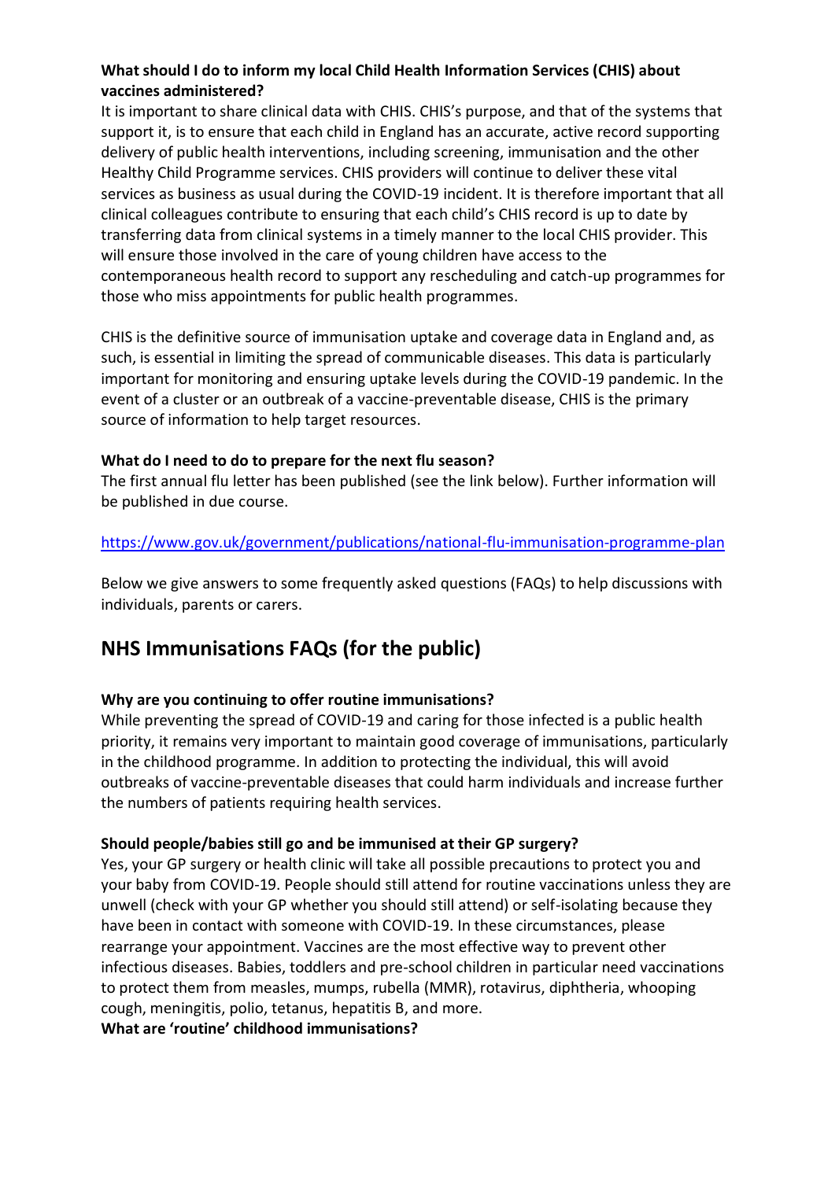**What should I do to inform my local Child Health Information Services (CHIS) about vaccines administered?**

It is important to share clinical data with CHIS. CHIS's purpose, and that of the systems that support it, is to ensure that each child in England has an accurate, active record supporting delivery of public health interventions, including screening, immunisation and the other Healthy Child Programme services. CHIS providers will continue to deliver these vital services as business as usual during the COVID-19 incident. It is therefore important that all clinical colleagues contribute to ensuring that each child's CHIS record is up to date by transferring data from clinical systems in a timely manner to the local CHIS provider. This will ensure those involved in the care of young children have access to the contemporaneous health record to support any rescheduling and catch-up programmes for those who miss appointments for public health programmes.

CHIS is the definitive source of immunisation uptake and coverage data in England and, as such, is essential in limiting the spread of communicable diseases. This data is particularly important for monitoring and ensuring uptake levels during the COVID-19 pandemic. In the event of a cluster or an outbreak of a vaccine-preventable disease, CHIS is the primary source of information to help target resources.

**What do I need to do to prepare for the next flu season?**

The first annual flu letter has been published (see the link below). Further information will be published in due course.

https://www.gov.uk/government/publications/national-flu-immunisation-programme-plan

Below we give answers to some frequently asked questions (FAQs) to help discussions with individuals, parents or carers.

## NHS Immunisations FAQs (for the public)

**Why are you continuing to offer routine immunisations?**

While preventing the spread of COVID-19 and caring for those infected is a public health priority, it remains very important to maintain good coverage of immunisations, particularly in the childhood programme. In addition to protecting the individual, this will avoid outbreaks of vaccine-preventable diseases that could harm individuals and increase further the numbers of patients requiring health services.

**Should people/babies still go and be immunised at their GP surgery?**

Yes, your GP surgery or health clinic will take all possible precautions to protect you and your baby from COVID-19. People should still attend for routine vaccinations unless they are unwell (check with your GP whether you should still attend) or self-isolating because they have been in contact with someone with COVID-19. In these circumstances, please rearrange your appointment. Vaccines are the most effective way to prevent other infectious diseases. Babies, toddlers and pre-school children in particular need vaccinations to protect them from measles, mumps, rubella (MMR), rotavirus, diphtheria, whooping cough, meningitis, polio, tetanus, hepatitis B, and more.

**What are 'routine' childhood immunisations?**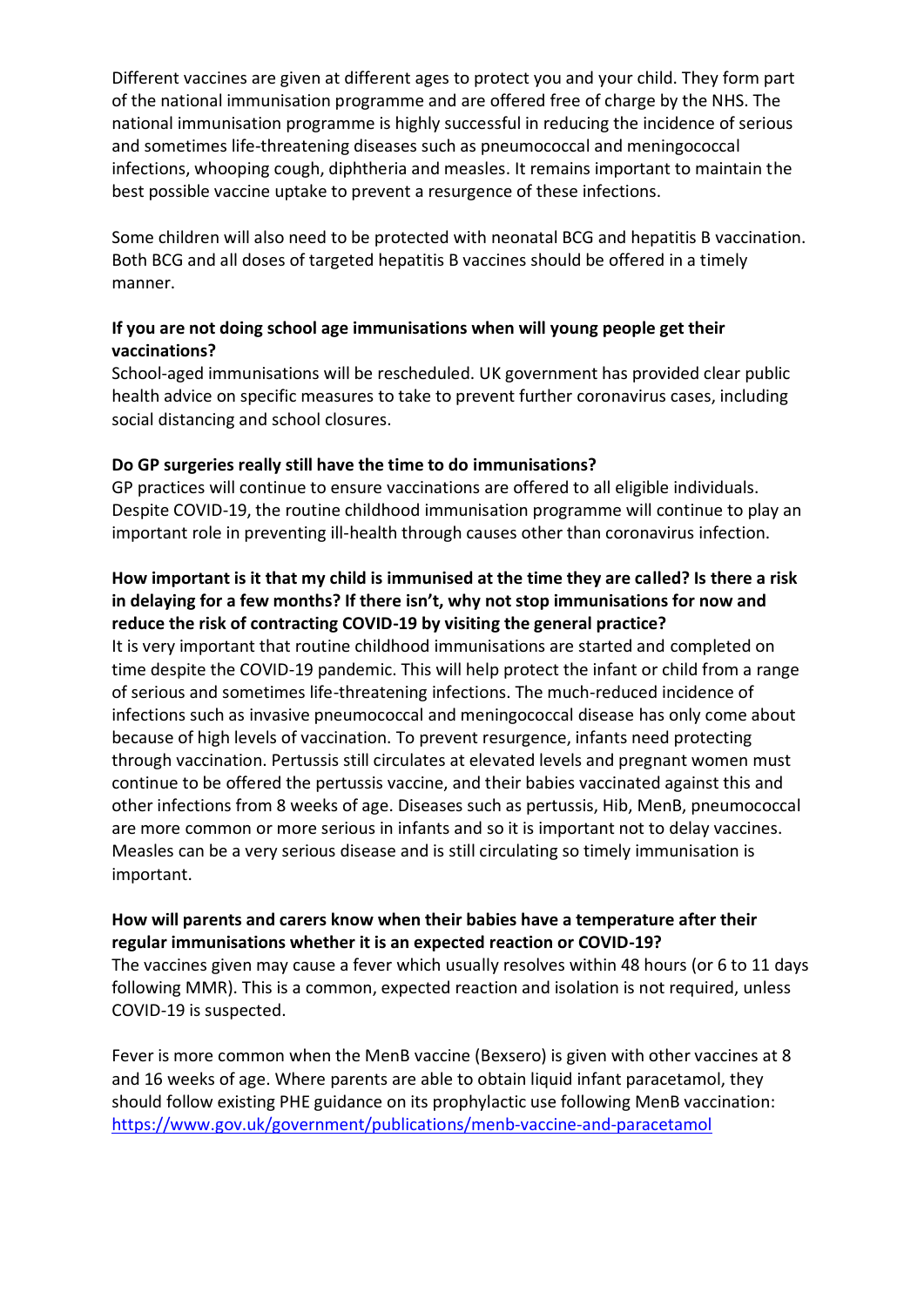Different vaccines are given at different ages to protect you and your child. They form part of the national immunisation programme and are offered free of charge by the NHS. The national immunisation programme is highly successful in reducing the incidence of serious and sometimes life-threatening diseases such as pneumococcal and meningococcal infections, whooping cough, diphtheria and measles. It remains important to maintain the best possible vaccine uptake to prevent a resurgence of these infections.

Some children will also need to be protected with neonatal BCG and hepatitis B vaccination. Both BCG and all doses of targeted hepatitis B vaccines should be offered in a timely manner.

**If you are not doing school age immunisations when will young people get their vaccinations?**

School-aged immunisations will be rescheduled. UK government has provided clear public health advice on specific measures to take to prevent further coronavirus cases, including social distancing and school closures.

**Do GP surgeries really still have the time to do immunisations?**

GP practices will continue to ensure vaccinations are offered to all eligible individuals. Despite COVID-19, the routine childhood immunisation programme will continue to play an important role in preventing ill-health through causes other than coronavirus infection.

**How important is it that my child is immunised at the time they are called? Is there a risk in delaying for a few months? If there isn't, why not stop immunisations for now and reduce the risk of contracting COVID-19 by visiting the general practice?**

It is very important that routine childhood immunisations are started and completed on time despite the COVID-19 pandemic. This will help protect the infant or child from a range of serious and sometimes life-threatening infections. The much-reduced incidence of infections such as invasive pneumococcal and meningococcal disease has only come about because of high levels of vaccination. To prevent resurgence, infants need protecting through vaccination. Pertussis still circulates at elevated levels and pregnant women must continue to be offered the pertussis vaccine, and their babies vaccinated against this and other infections from 8 weeks of age. Diseases such as pertussis, Hib, MenB, pneumococcal are more common or more serious in infants and so it is important not to delay vaccines. Measles can be a very serious disease and is still circulating so timely immunisation is important.

**How will parents and carers know when their babies have a temperature after their regular immunisations whether it is an expected reaction or COVID-19?**

The vaccines given may cause a fever which usually resolves within 48 hours (or 6 to 11 days following MMR). This is a common, expected reaction and isolation is not required, unless COVID-19 is suspected.

Fever is more common when the MenB vaccine (Bexsero) is given with other vaccines at 8 and 16 weeks of age. Where parents are able to obtain liquid infant paracetamol, they should follow existing PHE guidance on its prophylactic use following MenB vaccination: [https://www.gov.uk/government/publications/menb-vaccine-and-paracetamol](https://www.gov.uk/government/publications/menb-vaccine-and-paracetamol)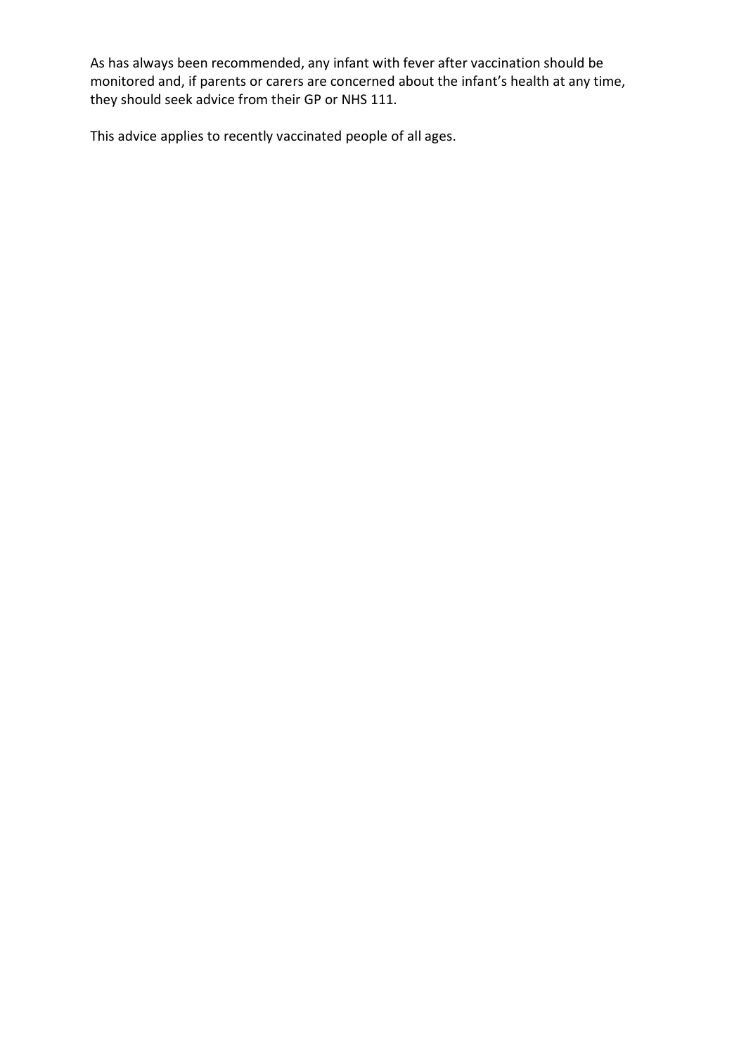As has always been recommended, any infant with fever after vaccination should be monitored and, if parents or carers are concerned about the infant's health at any time, they should seek advice from their GP or NHS 111.

This advice applies to recently vaccinated people of all ages.